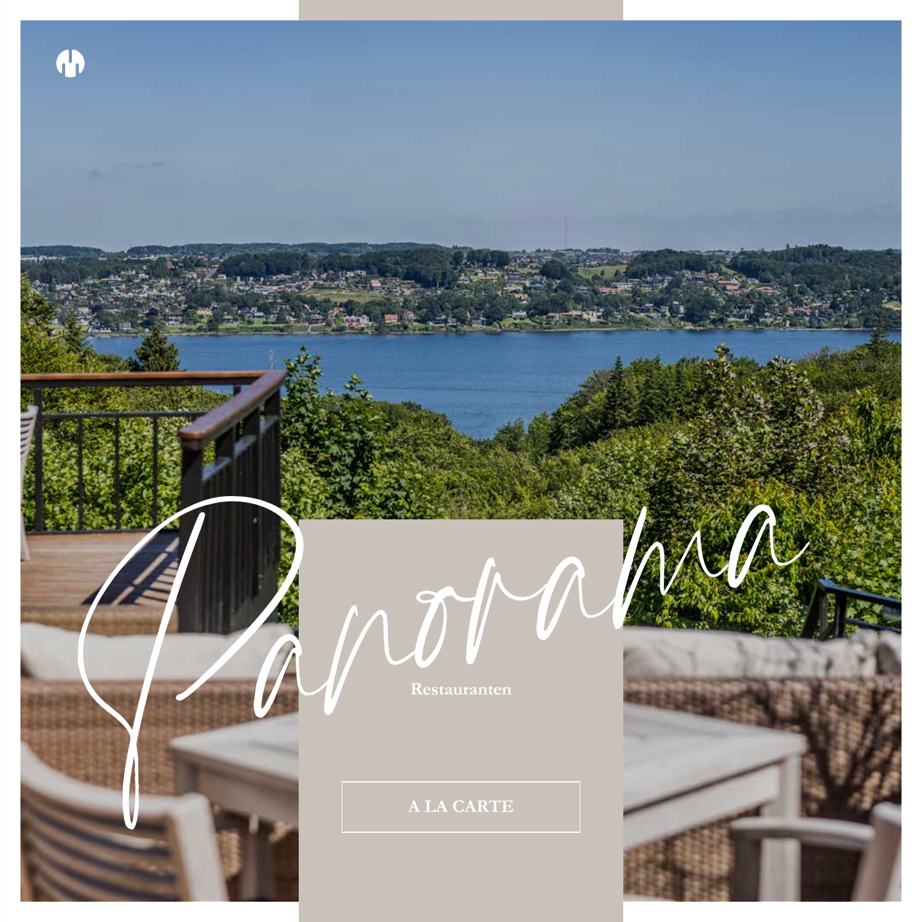# Panorama

Restauranten

A LA CARTE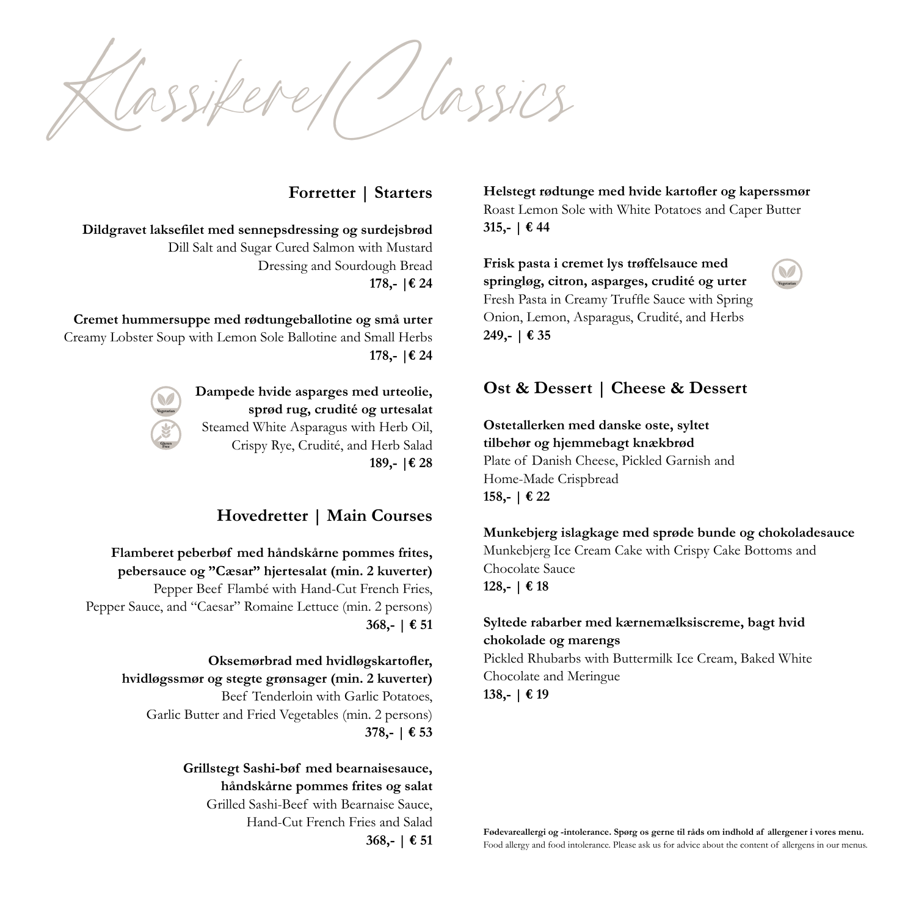# Klassikere/Classics

## Forretter | Starters

**Dildgravet laksefilet med sennepsdressing og surdejsbrød**
Dill Salt and Sugar Cured Salmon with Mustard Dressing and Sourdough Bread
**178,- |€ 24**

**Cremet hummersuppe med rødtungeballotine og små urter**
Creamy Lobster Soup with Lemon Sole Ballotine and Small Herbs
**178,- |€ 24**

**Dampede hvide asparges med urteolie, sprød rug, crudité og urtesalat** (Vegetarian, Gluten Free)
Steamed White Asparagus with Herb Oil, Crispy Rye, Crudité, and Herb Salad
**189,- |€ 28**

## Hovedretter | Main Courses

**Flamberet peberbøf med håndskårne pommes frites, pebersauce og "Cæsar" hjertesalat (min. 2 kuverter)**
Pepper Beef Flambé with Hand-Cut French Fries, Pepper Sauce, and "Caesar" Romaine Lettuce (min. 2 persons)
**368,- | € 51**

**Oksemørbrad med hvidløgskartofler, hvidløgssmør og stegte grønsager (min. 2 kuverter)**
Beef Tenderloin with Garlic Potatoes, Garlic Butter and Fried Vegetables (min. 2 persons)
**378,- | € 53**

**Grillstegt Sashi-bøf med bearnaisesauce, håndskårne pommes frites og salat**
Grilled Sashi-Beef with Bearnaise Sauce, Hand-Cut French Fries and Salad
**368,- | € 51**

**Helstegt rødtunge med hvide kartofler og kaperssmør**
Roast Lemon Sole with White Potatoes and Caper Butter
**315,- | € 44**

**Frisk pasta i cremet lys trøffelsauce med springløg, citron, asparges, crudité og urter** (Vegetarian)
Fresh Pasta in Creamy Truffle Sauce with Spring Onion, Lemon, Asparagus, Crudité, and Herbs
**249,- | € 35**

## Ost & Dessert | Cheese & Dessert

**Ostetallerken med danske oste, syltet tilbehør og hjemmebagt knækbrød**
Plate of Danish Cheese, Pickled Garnish and Home-Made Crispbread
**158,- | € 22**

**Munkebjerg islagkage med sprøde bunde og chokoladesauce**
Munkebjerg Ice Cream Cake with Crispy Cake Bottoms and Chocolate Sauce
**128,- | € 18**

**Syltede rabarber med kærnemælksiscreme, bagt hvid chokolade og marengs**
Pickled Rhubarbs with Buttermilk Ice Cream, Baked White Chocolate and Meringue
**138,- | € 19**

**Fødevareallergi og -intolerance. Spørg os gerne til råds om indhold af allergener i vores menu.**
Food allergy and food intolerance. Please ask us for advice about the content of allergens in our menus.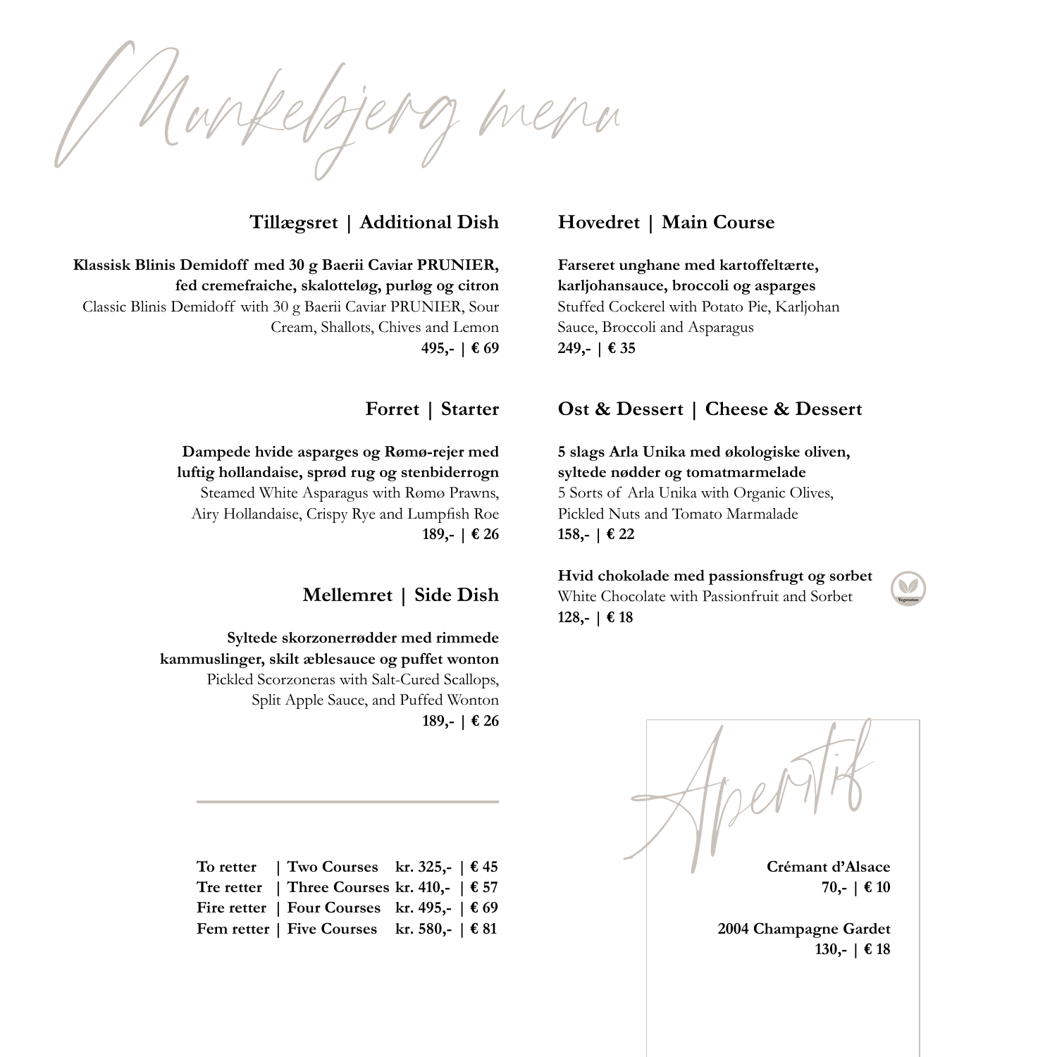# Munkebjerg menu

## Tillægsret | Additional Dish

**Klassisk Blinis Demidoff med 30 g Baerii Caviar PRUNIER, fed cremefraiche, skalotteløg, purløg og citron**
Classic Blinis Demidoff with 30 g Baerii Caviar PRUNIER, Sour Cream, Shallots, Chives and Lemon
**495,- | € 69**

## Forret | Starter

**Dampede hvide asparges og Rømø-rejer med luftig hollandaise, sprød rug og stenbiderrogn**
Steamed White Asparagus with Rømø Prawns, Airy Hollandaise, Crispy Rye and Lumpfish Roe
**189,- | € 26**

## Mellemret | Side Dish

**Syltede skorzonerrødder med rimmede kammuslinger, skilt æblesauce og puffet wonton**
Pickled Scorzoneras with Salt-Cured Scallops, Split Apple Sauce, and Puffed Wonton
**189,- | € 26**

## Hovedret | Main Course

**Farseret unghane med kartoffeltærte, karljohansauce, broccoli og asparges**
Stuffed Cockerel with Potato Pie, Karljohan Sauce, Broccoli and Asparagus
**249,- | € 35**

## Ost & Dessert | Cheese & Dessert

**5 slags Arla Unika med økologiske oliven, syltede nødder og tomatmarmelade**
5 Sorts of Arla Unika with Organic Olives, Pickled Nuts and Tomato Marmalade
**158,- | € 22**

**Hvid chokolade med passionsfrugt og sorbet**
White Chocolate with Passionfruit and Sorbet (Vegetarian)
**128,- | € 18**

---

| | | | |
|---|---|---|---|
| **To retter** | **Two Courses** | **kr. 325,-** | **€ 45** |
| **Tre retter** | **Three Courses** | **kr. 410,-** | **€ 57** |
| **Fire retter** | **Four Courses** | **kr. 495,-** | **€ 69** |
| **Fem retter** | **Five Courses** | **kr. 580,-** | **€ 81** |

## Aperitif

**Crémant d'Alsace**
**70,- | € 10**

**2004 Champagne Gardet**
**130,- | € 18**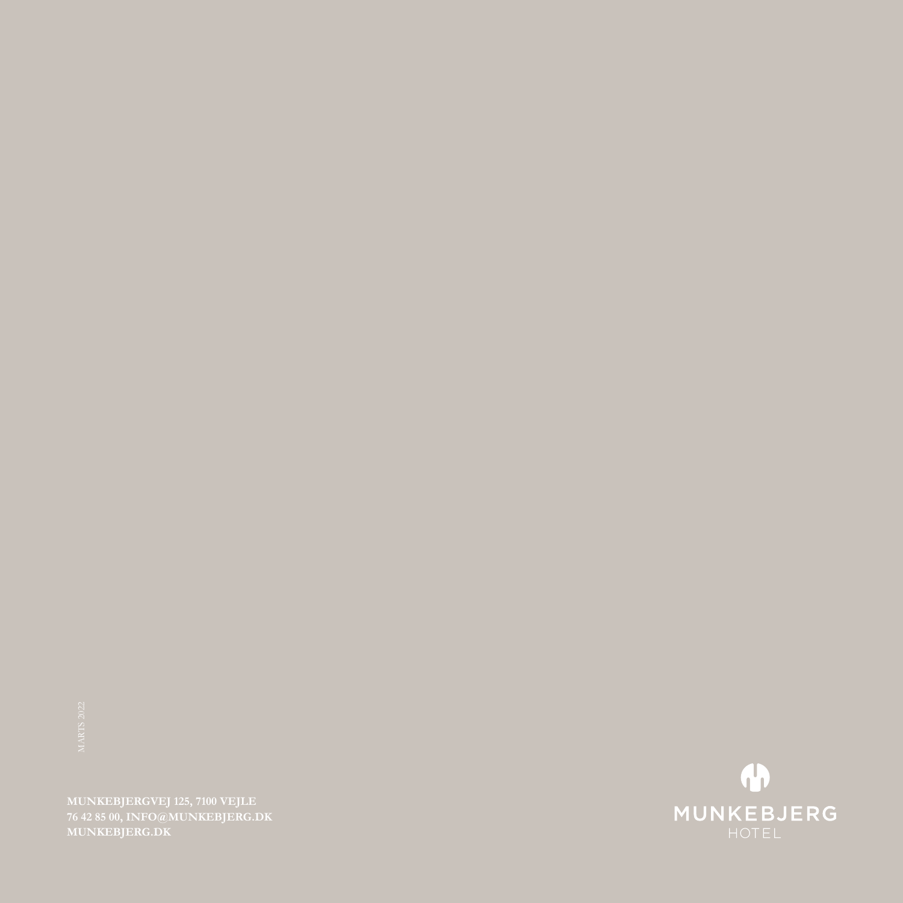MARTS 2022

**MUNKEBJERGVEJ 125, 7100 VEJLE**
**76 42 85 00, INFO@MUNKEBJERG.DK**
**MUNKEBJERG.DK**

MUNKEBJERG
HOTEL